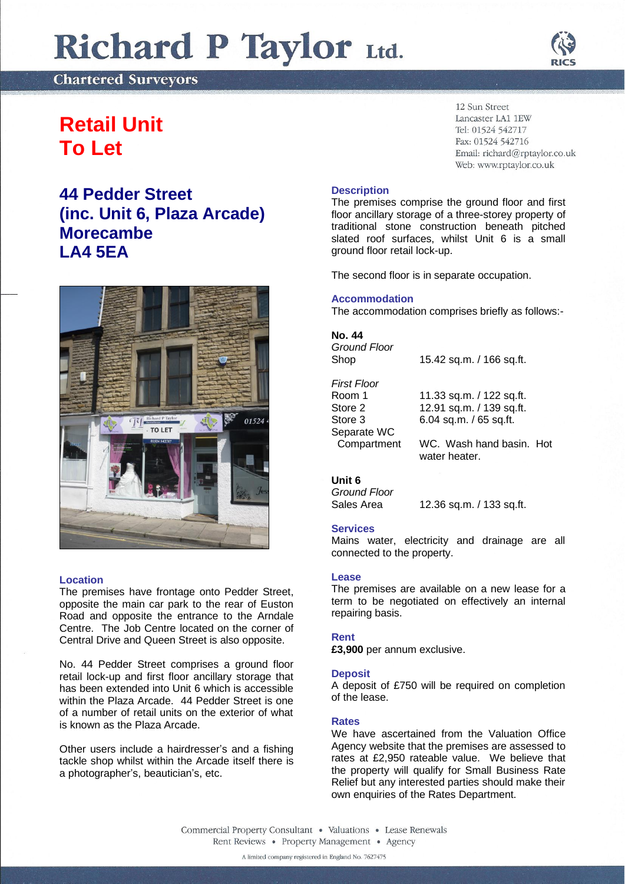# Richard P Taylor Ltd.

Chartered Surveyors

12 Sun Street
Lancaster LA1 1EW
Tel: 01524 542717
Fax: 01524 542716
Email: richard@rptaylor.co.uk
Web: www.rptaylor.co.uk

## Retail Unit
## To Let

### 44 Pedder Street
### (inc. Unit 6, Plaza Arcade)
### Morecambe
### LA4 5EA

**Location**

The premises have frontage onto Pedder Street, opposite the main car park to the rear of Euston Road and opposite the entrance to the Arndale Centre. The Job Centre located on the corner of Central Drive and Queen Street is also opposite.

No. 44 Pedder Street comprises a ground floor retail lock-up and first floor ancillary storage that has been extended into Unit 6 which is accessible within the Plaza Arcade. 44 Pedder Street is one of a number of retail units on the exterior of what is known as the Plaza Arcade.

Other users include a hairdresser's and a fishing tackle shop whilst within the Arcade itself there is a photographer's, beautician's, etc.

**Description**

The premises comprise the ground floor and first floor ancillary storage of a three-storey property of traditional stone construction beneath pitched slated roof surfaces, whilst Unit 6 is a small ground floor retail lock-up.

The second floor is in separate occupation.

**Accommodation**

The accommodation comprises briefly as follows:-

**No. 44**

*Ground Floor*

| | |
|---|---|
| Shop | 15.42 sq.m. / 166 sq.ft. |

*First Floor*

| | |
|---|---|
| Room 1 | 11.33 sq.m. / 122 sq.ft. |
| Store 2 | 12.91 sq.m. / 139 sq.ft. |
| Store 3 | 6.04 sq.m. / 65 sq.ft. |
| Separate WC Compartment | WC. Wash hand basin. Hot water heater. |

**Unit 6**

*Ground Floor*

| | |
|---|---|
| Sales Area | 12.36 sq.m. / 133 sq.ft. |

**Services**

Mains water, electricity and drainage are all connected to the property.

**Lease**

The premises are available on a new lease for a term to be negotiated on effectively an internal repairing basis.

**Rent**

**£3,900** per annum exclusive.

**Deposit**

A deposit of £750 will be required on completion of the lease.

**Rates**

We have ascertained from the Valuation Office Agency website that the premises are assessed to rates at £2,950 rateable value. We believe that the property will qualify for Small Business Rate Relief but any interested parties should make their own enquiries of the Rates Department.

Commercial Property Consultant • Valuations • Lease Renewals
Rent Reviews • Property Management • Agency

A limited company registered in England No. 7627475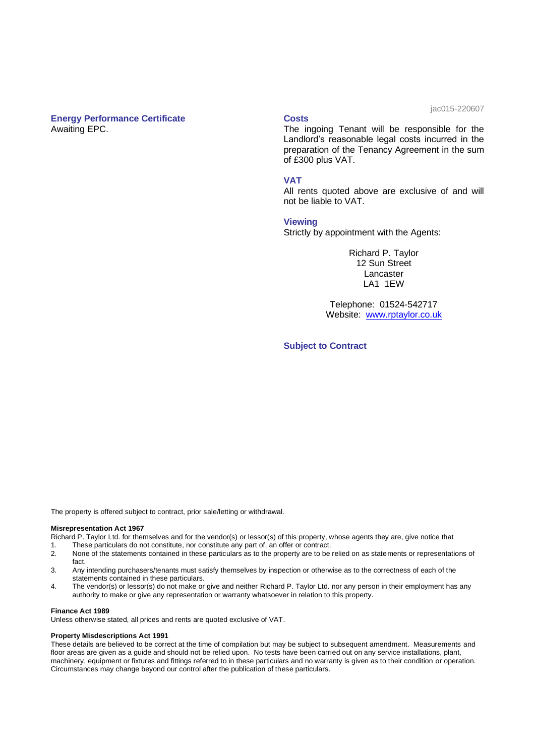jac015-220607

## Energy Performance Certificate

Awaiting EPC.

## Costs

The ingoing Tenant will be responsible for the Landlord's reasonable legal costs incurred in the preparation of the Tenancy Agreement in the sum of £300 plus VAT.

## VAT

All rents quoted above are exclusive of and will not be liable to VAT.

## Viewing

Strictly by appointment with the Agents:

Richard P. Taylor
12 Sun Street
Lancaster
LA1 1EW

Telephone: 01524-542717
Website: www.rptaylor.co.uk

## Subject to Contract

The property is offered subject to contract, prior sale/letting or withdrawal.

**Misrepresentation Act 1967**

Richard P. Taylor Ltd. for themselves and for the vendor(s) or lessor(s) of this property, whose agents they are, give notice that

1. These particulars do not constitute, nor constitute any part of, an offer or contract.
2. None of the statements contained in these particulars as to the property are to be relied on as statements or representations of fact.
3. Any intending purchasers/tenants must satisfy themselves by inspection or otherwise as to the correctness of each of the statements contained in these particulars.
4. The vendor(s) or lessor(s) do not make or give and neither Richard P. Taylor Ltd. nor any person in their employment has any authority to make or give any representation or warranty whatsoever in relation to this property.

**Finance Act 1989**

Unless otherwise stated, all prices and rents are quoted exclusive of VAT.

**Property Misdescriptions Act 1991**

These details are believed to be correct at the time of compilation but may be subject to subsequent amendment. Measurements and floor areas are given as a guide and should not be relied upon. No tests have been carried out on any service installations, plant, machinery, equipment or fixtures and fittings referred to in these particulars and no warranty is given as to their condition or operation. Circumstances may change beyond our control after the publication of these particulars.